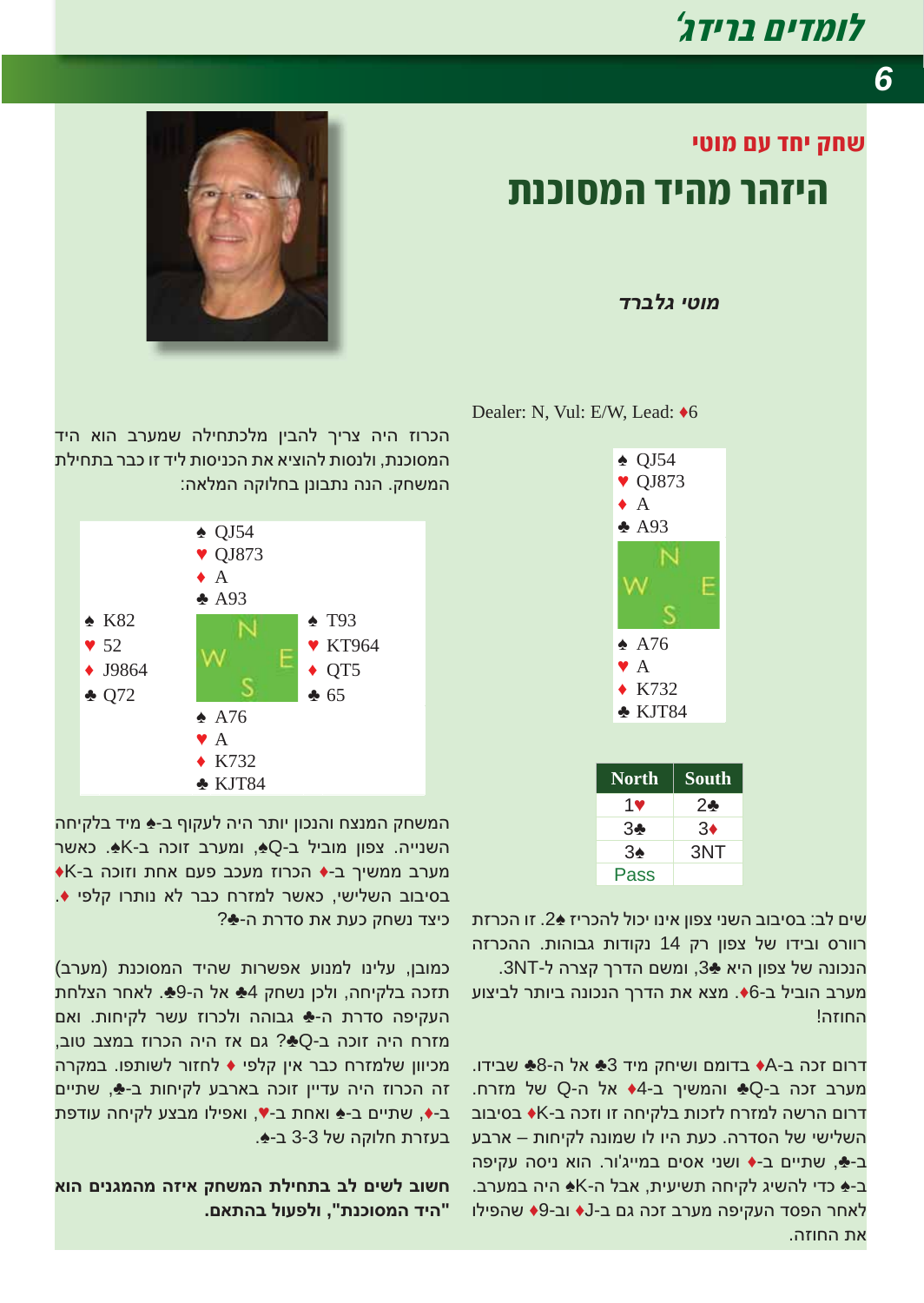## שחק יחד עם מוטי

# היזהר מהיד המסוכנת

**מוטי גלברד**

Dealer: N, Vul: E/W, Lead: ♦6

♠ QJ54
♥ QJ873
♦ A
♣ A93

♠ A76
♥ A
♦ K732
♣ KJT84

| North | South |
|---|---|
| 1♥ | 2♣ |
| 3♣ | 3♦ |
| 3♠ | 3NT |
| Pass | |

שים לב: בסיבוב השני צפון אינו יכול להכריז 2♠. זו הכרזת רוורס וביד של צפון רק 14 נקודות גבוהות. ההכרזה הנכונה של צפון היא 3♣, ומשם הדרך קצרה ל-3NT. מערב הוביל ב-6♦. מצא את הדרך הנכונה ביותר לביצוע החוזה!

דרום זכה ב-A♦ בדומם ושיחק מיד 3♣ אל ה-8♣ שבידו. מערב זכה ב-Q♣ והמשיך ב-4♦ אל ה-Q של מזרח. דרום הרשה למזרח לזכות בלקיחה זו וזכה ב-K♦ בסיבוב השלישי של הסדרה. כעת היו לו שמונה לקיחות – ארבע ב-♣, שתיים ב-♦ ושני אסים במייג'ור. הוא ניסה עקיפה ב-♠ כדי להשיג לקיחה תשיעית, אבל ה-K♠ היה במערב. לאחר הפסד העקיפה מערב זכה גם ב-J♦ וב-9♦ שהפילו את החוזה.

הכרוז היה צריך להבין מלכתחילה שמערב הוא היד המסוכנת, ולנסות להוציא את הכניסות ליד זו כבר בתחילת המשחק. הנה נתבונן בחלוקה המלאה:

♠ QJ54
♥ QJ873
♦ A
♣ A93

♠ K82
♥ 52
♦ J9864
♣ Q72

♠ T93
♥ KT964
♦ QT5
♣ 65

♠ A76
♥ A
♦ K732
♣ KJT84

המשחק המנצח והנכון יותר היה לעקוף ב-♠ מיד בלקיחה השנייה. צפון מוביל ב-Q♠, ומערב זוכה ב-K♠. כאשר מערב ממשיך ב-♦ הכרוז מעכב פעם אחת וזוכה ב-K♦ בסיבוב השלישי, כאשר למזרח כבר לא נותרו קלפי ♦. כיצד נשחק כעת את סדרת ה-♣?

כמובן, עלינו למנוע אפשרות שהיד המסוכנת (מערב) תזכה בלקיחה, ולכן נשחק 4♣ אל ה-9♣. לאחר הצלחת העקיפה סדרת ה-♣ גבוהה ולכרוז עשר לקיחות. ואם מזרח היה זוכה ב-Q♣? גם אז היה הכרוז במצב טוב, מכיוון שלמזרח כבר אין קלפי ♦ לחזור לשותפו. במקרה זה הכרוז היה עדיין זוכה בארבע לקיחות ב-♣, שתיים ב-♦, שתיים ב-♠ ואחת ב-♥, ואפילו מבצע לקיחה עודפת בעזרת חלוקה של 3-3 ב-♠.

**חשוב לשים לב בתחילת המשחק איזה מהמגנים הוא "היד המסוכנת", ולפעול בהתאם.**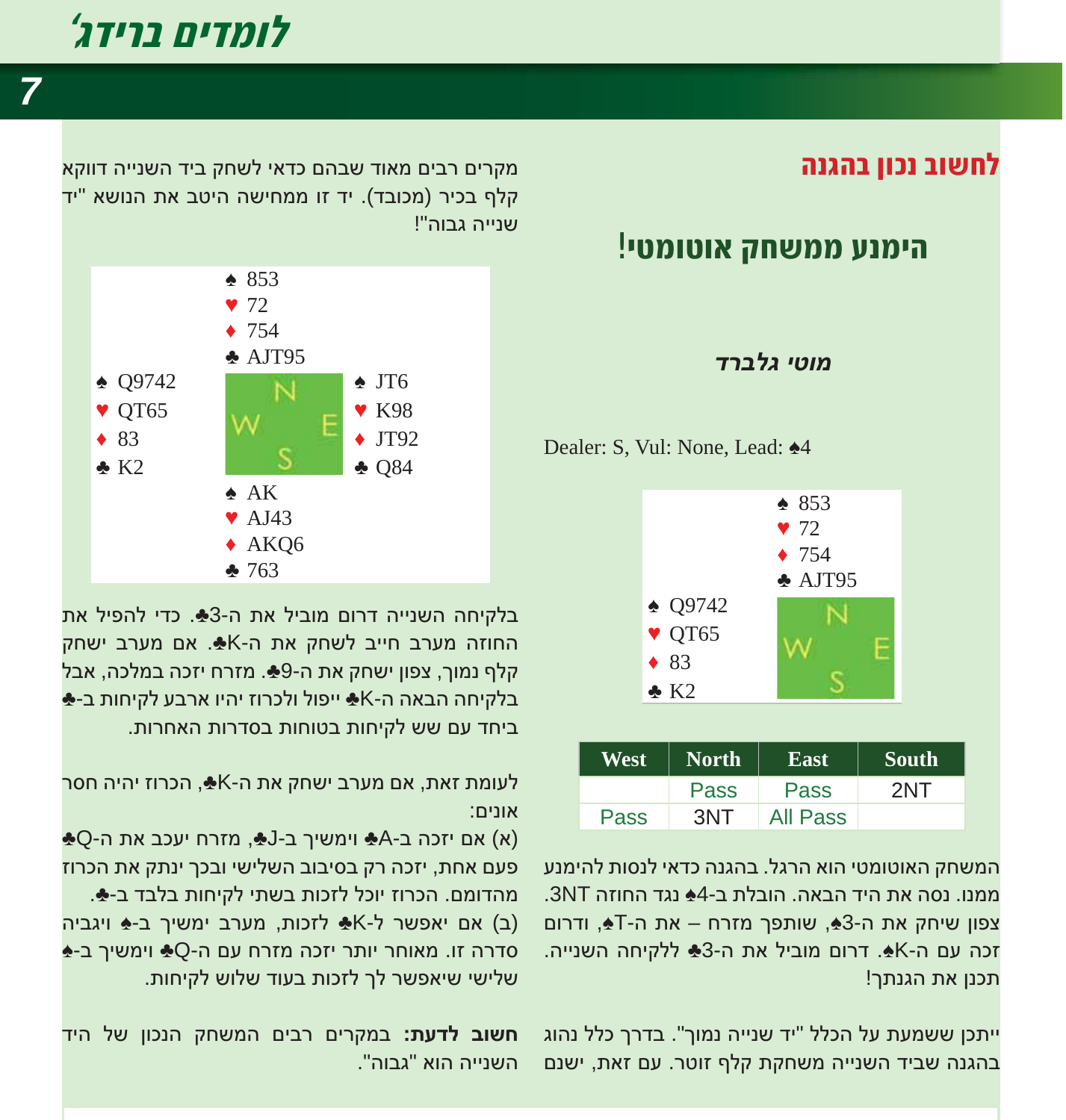# לומדים ברידג'

## לחשוב נכון בהגנה

# הימנע ממשחק אוטומטי!

***מוטי גלברד***

Dealer: S, Vul: None, Lead: ♠4

| | North | |
|---|---|---|
| | ♠ 853<br>♥ 72<br>♦ 754<br>♣ AJT95 | |
| **West**<br>♠ Q9742<br>♥ QT65<br>♦ 83<br>♣ K2 | | |

| West | North | East | South |
|---|---|---|---|
| | Pass | Pass | 2NT |
| Pass | 3NT | All Pass | |

המשחק האוטומטי הוא הרגל. בהגנה כדאי לנסות להימנע ממנו. נסה את היד הבאה. הובלת ב-♠4 נגד החוזה 3NT. צפון שיחק את ה-♠3, שותפך מזרח – את ה-♠T, ודרום זכה עם ה-♠K. דרום מוביל את ה-♣3 ללקיחה השנייה. תכנן את הגנתך!

ייתכן ששמעת על הכלל "יד שנייה נמוך". בדרך כלל נהוג בהגנה שביד השנייה משחקת קלף זוטר. עם זאת, ישנם מקרים רבים מאוד שבהם כדאי לשחק ביד השנייה דווקא קלף בכיר (מכובד). יד זו ממחישה היטב את הנושא "יד שנייה גבוה"!

| | North | |
|---|---|---|
| | ♠ 853<br>♥ 72<br>♦ 754<br>♣ AJT95 | |
| **West**<br>♠ Q9742<br>♥ QT65<br>♦ 83<br>♣ K2 | | **East**<br>♠ JT6<br>♥ K98<br>♦ JT92<br>♣ Q84 |
| | **South**<br>♠ AK<br>♥ AJ43<br>♦ AKQ6<br>♣ 763 | |

בלקיחה השנייה דרום מוביל את ה-♣3. כדי להפיל את החוזה מערב חייב לשחק את ה-♣K. אם מערב ישחק קלף נמוך, צפון ישחק את ה-♣9. מזרח יזכה במלכה, אבל בלקיחה הבאה ה-♣K ייפול ולכרוז יהיו ארבע לקיחות ב-♣ ביחד עם שש לקיחות בטוחות בסדרות האחרות.

לעומת זאת, אם מערב ישחק את ה-♣K, הכרוז יהיה חסר אונים:
(א) אם יזכה ב-♣A וימשיך ב-♣J, מזרח יעכב את ה-♣Q פעם אחת, יזכה רק בסיבוב השלישי ובכך ינתק את הכרוז מהדומם. הכרוז יוכל לזכות בשתי לקיחות בלבד ב-♣.
(ב) אם יאפשר ל-♣K לזכות, מערב ימשיך ב-♠ ויגביה סדרה זו. מאוחר יותר יזכה מזרח עם ה-♣Q וימשיך ב-♠ שלישי שיאפשר לך לזכות בעוד שלוש לקיחות.

**חשוב לדעת:** במקרים רבים המשחק הנכון של היד השנייה הוא "גבוה".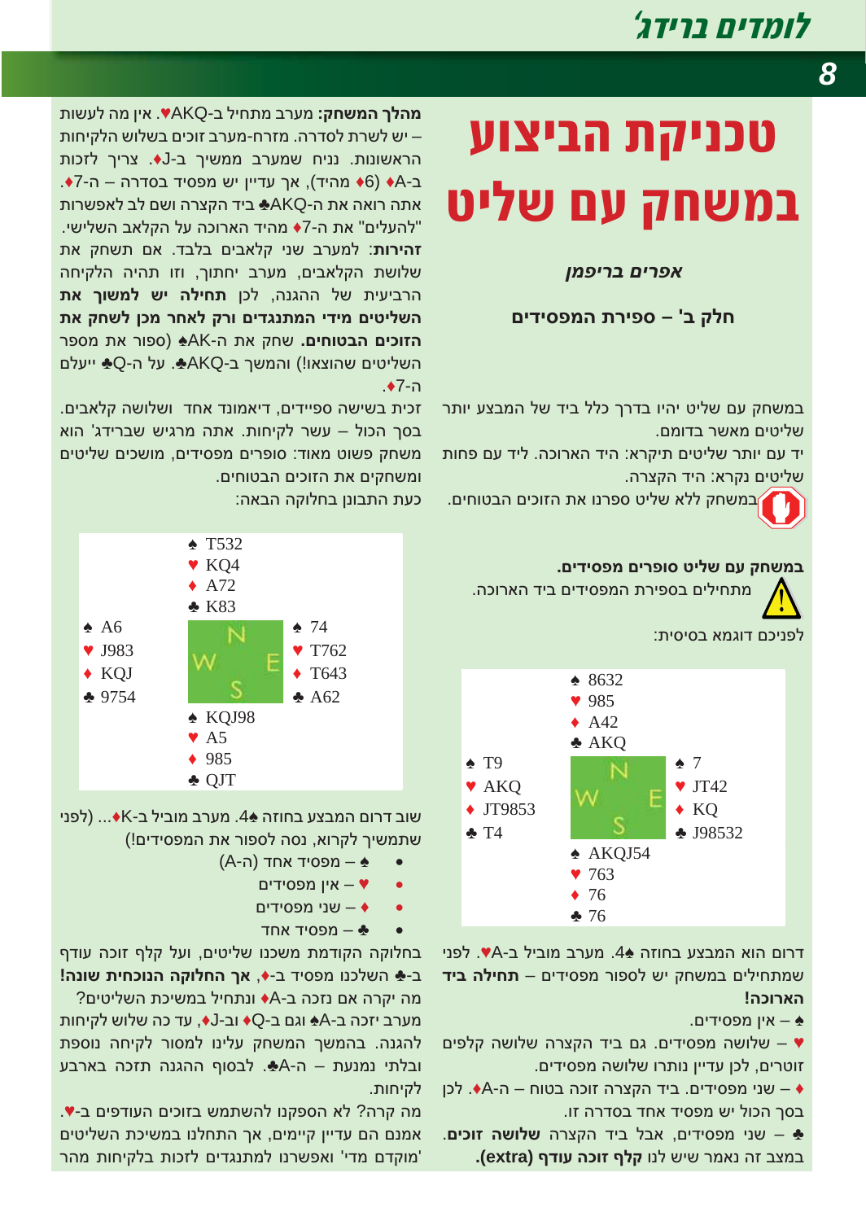# טכניקת הביצוע במשחק עם שליט

### אפרים בריפמן

### חלק ב' – ספירת המפסידים

במשחק עם שליט יהיו בדרך כלל ביד של המבצע יותר שליטים מאשר בדומם.

יד עם יותר שליטים תיקרא: היד הארוכה. ליד עם פחות שליטים נקרא: היד הקצרה.

במשחק ללא שליט ספרנו את הזוכים הבטוחים.

**במשחק עם שליט סופרים מפסידים.**

מתחילים בספירת המפסידים ביד הארוכה.

לפניכם דוגמא בסיסית:

```
            ♠ 8632
            ♥ 985
            ♦ A42
            ♣ AKQ
♠ T9                    ♠ 7
♥ AKQ                   ♥ JT42
♦ JT9853                ♦ KQ
♣ T4                    ♣ J98532
            ♠ AKQJ54
            ♥ 763
            ♦ 76
            ♣ 76
```

דרום הוא המבצע בחוזה 4♠. מערב מוביל ב-A♥. לפני שמתחילים במשחק יש לספור מפסידים – **תחילה ביד הארוכה!**

♠ – אין מפסידים.

♥ – שלושה מפסידים. גם ביד הקצרה שלושה קלפים זוטרים, לכן עדיין נותרו שלושה מפסידים.

♦ – שני מפסידים. ביד הקצרה זוכה בטוח – ה-A♦. לכן בסך הכול יש מפסיד אחד בסדרה זו.

♣ – שני מפסידים, אבל ביד הקצרה **שלושה זוכים.** במצב זה נאמר שיש לנו **קלף זוכה עודף (extra).**

**מהלך המשחק:** מערב מתחיל ב-AKQ♥. אין מה לעשות – יש לשרת לסדרה. מזרח-מערב זוכים בשלוש הלקיחות הראשונות. נניח שמערב ממשיך ב-J♦. צריך לזכות ב-A♦ (6♦ מהיד), אך עדיין יש מפסיד בסדרה – ה-7♦. אתה רואה את ה-AKQ♣ ביד הקצרה ושם לב לאפשרות "להעלים" את ה-7♦ מהיד הארוכה על הקלאב השלישי.

**זהירות**: למערב שני קלאבים בלבד. אם תשחק את שלושת הקלאבים, מערב יחתוך, וזו תהיה הלקיחה הרביעית של ההגנה, לכן **תחילה יש למשוך את השליטים מידי המתנגדים ורק לאחר מכן לשחק את הזוכים הבטוחים.** שחק את ה-AK♠ (ספור את מספר השליטים שהוצאו!) והמשך ב-AKQ♣. על ה-Q♣ ייעלם ה-7♦.

זכית בשישה ספיידים, דיאמונד אחד ושלושה קלאבים. בסך הכול – עשר לקיחות. אתה מרגיש שברידג' הוא משחק פשוט מאוד: סופרים מפסידים, מושכים שליטים ומשחקים את הזוכים הבטוחים.

כעת התבונן בחלוקה הבאה:

```
            ♠ T532
            ♥ KQ4
            ♦ A72
            ♣ K83
♠ A6                    ♠ 74
♥ J983                  ♥ T762
♦ KQJ                   ♦ T643
♣ 9754                  ♣ A62
            ♠ KQJ98
            ♥ A5
            ♦ 985
            ♣ QJT
```

שוב דרום המבצע בחוזה 4♠. מערב מוביל ב-K♦... (לפני שתמשיך לקרוא, נסה לספור את המפסידים!)

- ♠ – מפסיד אחד (ה-A)
- ♥ – אין מפסידים
- ♦ – שני מפסידים
- ♣ – מפסיד אחד

בחלוקה הקודמת משכנו שליטים, ועל קלף זוכה עודף ב-♣ השלכנו מפסיד ב-♦, **אך החלוקה הנוכחית שונה!**

מה יקרה אם נזכה ב-A♦ ונתחיל במשיכת השליטים? מערב יזכה ב-A♠ וגם ב-Q♦ וב-J♦, עד כה שלוש לקיחות להגנה. בהמשך המשחק עלינו למסור לקיחה נוספת ובלתי נמנעת – ה-A♣. לבסוף ההגנה תזכה בארבע לקיחות.

מה קרה? לא הספקנו להשתמש בזוכים העודפים ב-♥. אמנם הם עדיין קיימים, אך התחלנו במשיכת השליטים 'מוקדם מדי' ואפשרנו למתנגדים לזכות בלקיחות מהר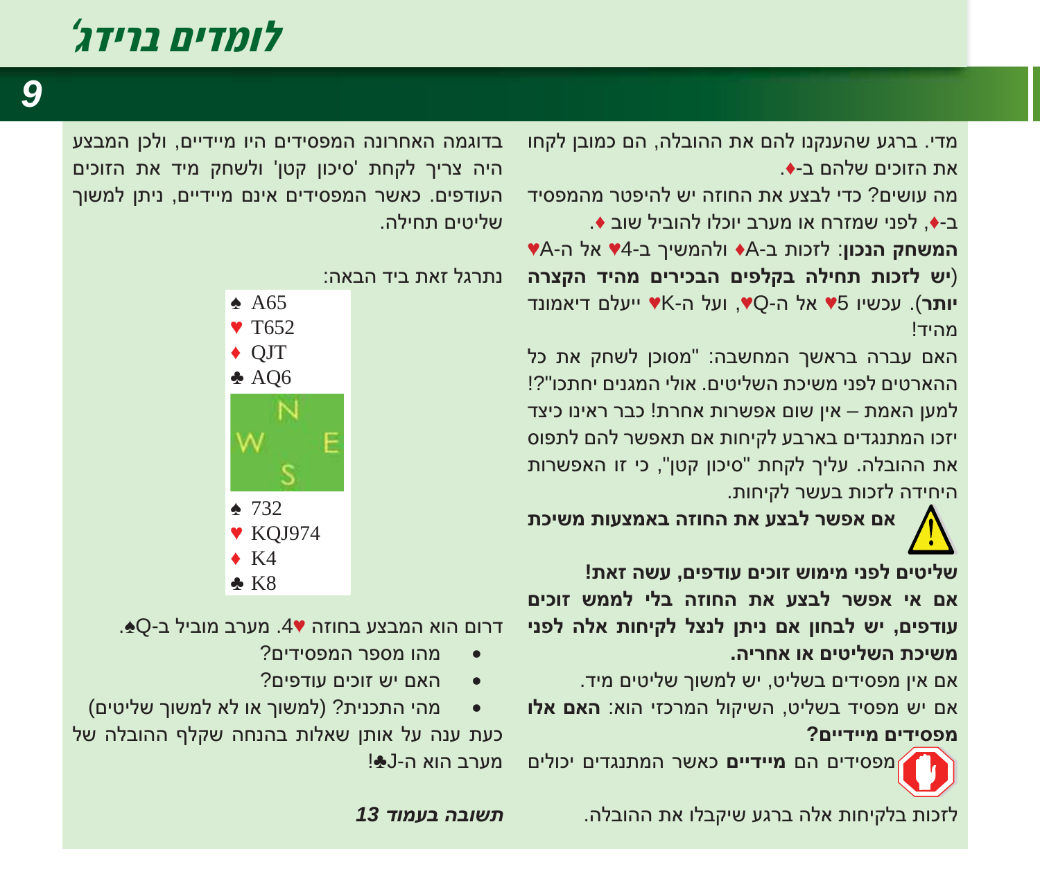# לומדים ברידג'

מדי. ברגע שהענקנו להם את ההובלה, הם כמובן לקחו את הזוכים שלהם ב-♦.

מה עושים? כדי לבצע את החוזה יש להיפטר מהמפסיד ב-♦, לפני שמזרח או מערב יוכלו להוביל שוב ♦.

**המשחק הנכון**: לזכות ב-A♦ ולהמשיך ב-4♥ אל ה-A♥ (**יש לזכות תחילה בקלפים הבכירים מהיד הקצרה יותר**). עכשיו 5♥ אל ה-Q♥, ועל ה-K♥ ייעלם דיאמונד מהיד!

האם עברה בראשך המחשבה: "מסוכן לשחק את כל הארטים לפני משיכת השליטים. אולי המגנים יחתכו"?! למען האמת – אין שום אפשרות אחרת! כבר ראינו כיצד יזכו המתנגדים בארבע לקיחות אם תאפשר להם לתפוס את ההובלה. עליך לקחת "סיכון קטן", כי זו האפשרות היחידה לזכות בעשר לקיחות.

**אם אפשר לבצע את החוזה באמצעות משיכת שליטים לפני מימוש זוכים עודפים, עשה זאת!**
**אם אי אפשר לבצע את החוזה בלי לממש זוכים עודפים, יש לבחון אם ניתן לנצל לקיחות אלה לפני משיכת השליטים או אחריה.**

אם אין מפסידים בשליט, יש למשוך שליטים מיד.

אם יש מפסיד בשליט, השיקול המרכזי הוא: **האם אלו מפסידים מיידיים?**

מפסידים הם **מיידיים** כאשר המתנגדים יכולים לזכות בלקיחות אלה ברגע שיקבלו את ההובלה.

בדוגמה האחרונה המפסידים היו מיידיים, ולכן המבצע היה צריך לקחת 'סיכון קטן' ולשחק מיד את הזוכים העודפים. כאשר המפסידים אינם מיידיים, ניתן למשוך שליטים תחילה.

נתרגל זאת ביד הבאה:

North:
♠ A65
♥ T652
♦ QJT
♣ AQ6

South:
♠ 732
♥ KQJ974
♦ K4
♣ K8

דרום הוא המבצע בחוזה 4♥. מערב מוביל ב-Q♠.

- מהו מספר המפסידים?
- האם יש זוכים עודפים?
- מהי התכנית? (למשוך או לא למשוך שליטים)

כעת ענה על אותן שאלות בהנחה שקלף ההובלה של מערב הוא ה-J♣!

*תשובה בעמוד 13*